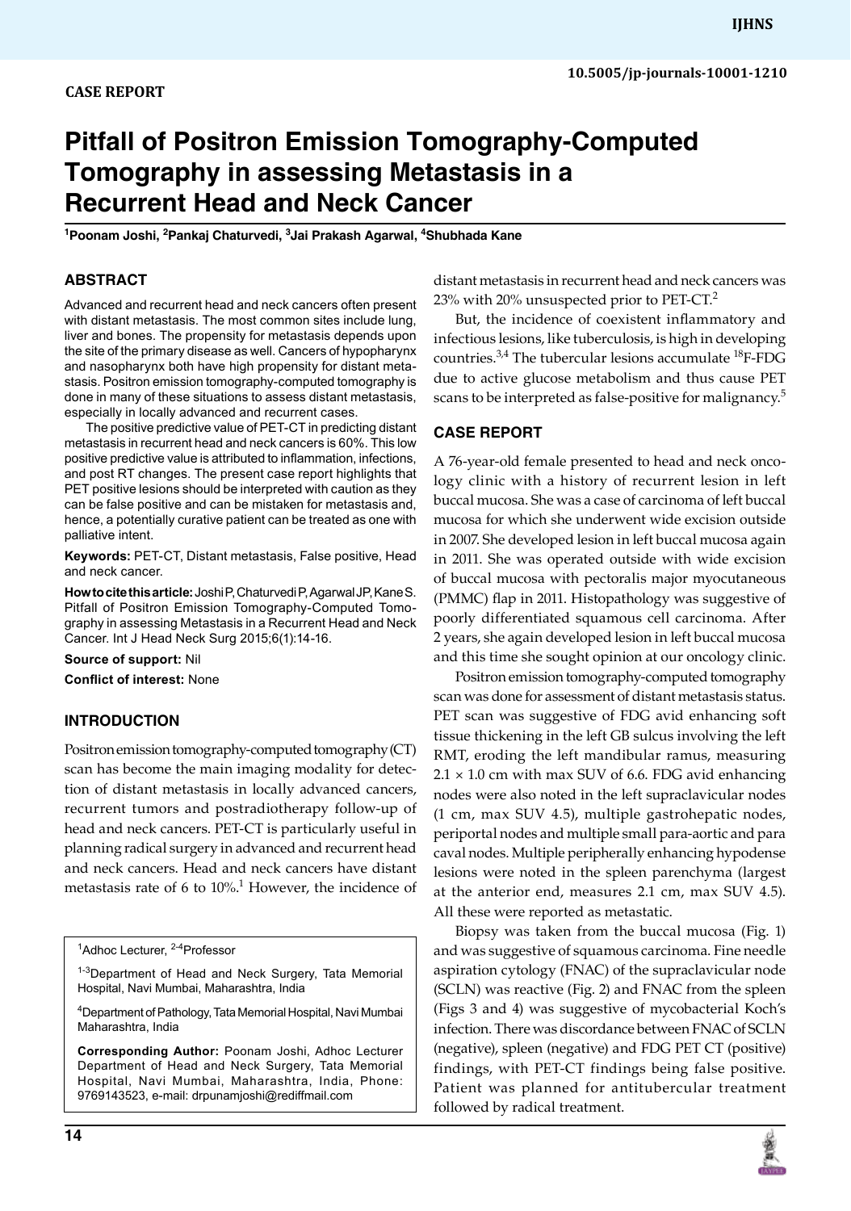CASE REPORT

# Pitfall of Positron Emission Tomography-Computed Tomography in assessing Metastasis in a Recurrent Head and Neck Cancer

[1]Poonam Joshi, [2]Pankaj Chaturvedi, [3]Jai Prakash Agarwal, [4]Shubhada Kane

## ABSTRACT

Advanced and recurrent head and neck cancers often present with distant metastasis. The most common sites include lung, liver and bones. The propensity for metastasis depends upon the site of the primary disease as well. Cancers of hypopharynx and nasopharynx both have high propensity for distant metastasis. Positron emission tomography-computed tomography is done in many of these situations to assess distant metastasis, especially in locally advanced and recurrent cases.

The positive predictive value of PET-CT in predicting distant metastasis in recurrent head and neck cancers is 60%. This low positive predictive value is attributed to inflammation, infections, and post RT changes. The present case report highlights that PET positive lesions should be interpreted with caution as they can be false positive and can be mistaken for metastasis and, hence, a potentially curative patient can be treated as one with palliative intent.

**Keywords:** PET-CT, Distant metastasis, False positive, Head and neck cancer.

**How to cite this article:** Joshi P, Chaturvedi P, Agarwal JP, Kane S. Pitfall of Positron Emission Tomography-Computed Tomography in assessing Metastasis in a Recurrent Head and Neck Cancer. Int J Head Neck Surg 2015;6(1):14-16.

**Source of support:** Nil

**Conflict of interest:** None

## INTRODUCTION

Positron emission tomography-computed tomography (CT) scan has become the main imaging modality for detection of distant metastasis in locally advanced cancers, recurrent tumors and postradiotherapy follow-up of head and neck cancers. PET-CT is particularly useful in planning radical surgery in advanced and recurrent head and neck cancers. Head and neck cancers have distant metastasis rate of 6 to 10%.[1] However, the incidence of distant metastasis in recurrent head and neck cancers was 23% with 20% unsuspected prior to PET-CT.[2]

But, the incidence of coexistent inflammatory and infectious lesions, like tuberculosis, is high in developing countries.[3,4] The tubercular lesions accumulate $^{18}$F-FDG due to active glucose metabolism and thus cause PET scans to be interpreted as false-positive for malignancy.[5]

## CASE REPORT

A 76-year-old female presented to head and neck oncology clinic with a history of recurrent lesion in left buccal mucosa. She was a case of carcinoma of left buccal mucosa for which she underwent wide excision outside in 2007. She developed lesion in left buccal mucosa again in 2011. She was operated outside with wide excision of buccal mucosa with pectoralis major myocutaneous (PMMC) flap in 2011. Histopathology was suggestive of poorly differentiated squamous cell carcinoma. After 2 years, she again developed lesion in left buccal mucosa and this time she sought opinion at our oncology clinic.

Positron emission tomography-computed tomography scan was done for assessment of distant metastasis status. PET scan was suggestive of FDG avid enhancing soft tissue thickening in the left GB sulcus involving the left RMT, eroding the left mandibular ramus, measuring 2.1 × 1.0 cm with max SUV of 6.6. FDG avid enhancing nodes were also noted in the left supraclavicular nodes (1 cm, max SUV 4.5), multiple gastrohepatic nodes, periportal nodes and multiple small para-aortic and para caval nodes. Multiple peripherally enhancing hypodense lesions were noted in the spleen parenchyma (largest at the anterior end, measures 2.1 cm, max SUV 4.5). All these were reported as metastatic.

Biopsy was taken from the buccal mucosa (Fig. 1) and was suggestive of squamous carcinoma. Fine needle aspiration cytology (FNAC) of the supraclavicular node (SCLN) was reactive (Fig. 2) and FNAC from the spleen (Figs 3 and 4) was suggestive of mycobacterial Koch's infection. There was discordance between FNAC of SCLN (negative), spleen (negative) and FDG PET CT (positive) findings, with PET-CT findings being false positive. Patient was planned for antitubercular treatment followed by radical treatment.

---

[1]Adhoc Lecturer, [2-4]Professor

[1-3]Department of Head and Neck Surgery, Tata Memorial Hospital, Navi Mumbai, Maharashtra, India

[4]Department of Pathology, Tata Memorial Hospital, Navi Mumbai Maharashtra, India

**Corresponding Author:** Poonam Joshi, Adhoc Lecturer Department of Head and Neck Surgery, Tata Memorial Hospital, Navi Mumbai, Maharashtra, India, Phone: 9769143523, e-mail: drpunamjoshi@rediffmail.com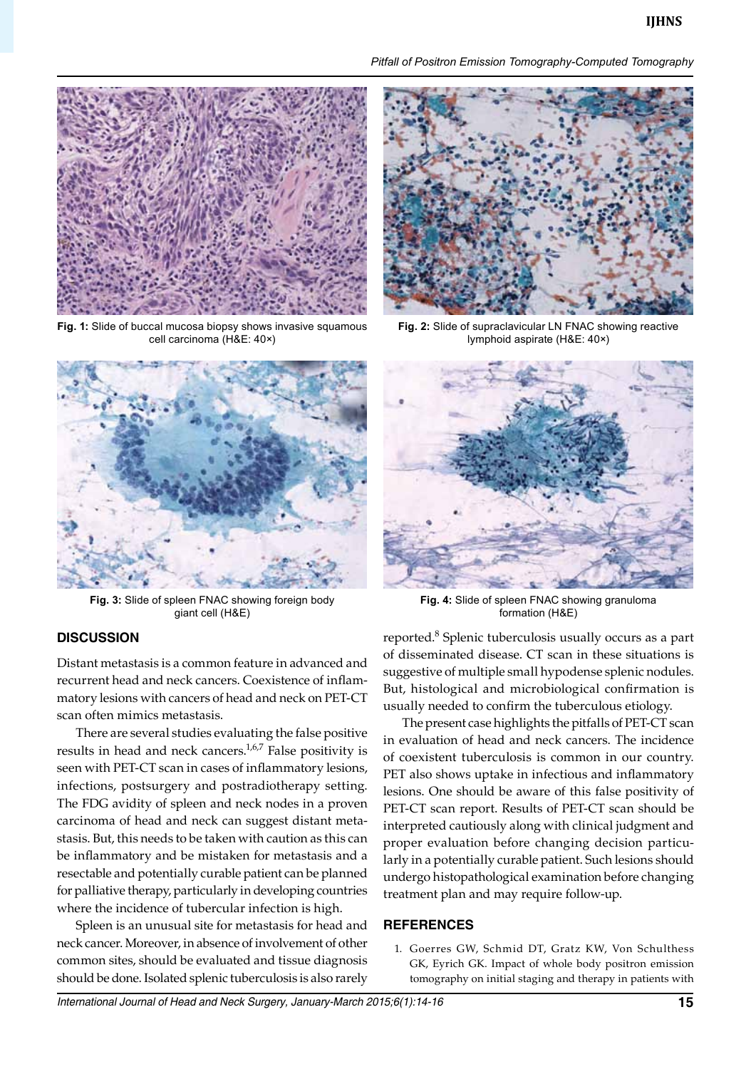Fig. 1: Slide of buccal mucosa biopsy shows invasive squamous cell carcinoma (H&E: 40×)

Fig. 2: Slide of supraclavicular LN FNAC showing reactive lymphoid aspirate (H&E: 40×)

Fig. 3: Slide of spleen FNAC showing foreign body giant cell (H&E)

Fig. 4: Slide of spleen FNAC showing granuloma formation (H&E)

## DISCUSSION

Distant metastasis is a common feature in advanced and recurrent head and neck cancers. Coexistence of inflammatory lesions with cancers of head and neck on PET-CT scan often mimics metastasis.

There are several studies evaluating the false positive results in head and neck cancers.[1,6,7] False positivity is seen with PET-CT scan in cases of inflammatory lesions, infections, postsurgery and postradiotherapy setting. The FDG avidity of spleen and neck nodes in a proven carcinoma of head and neck can suggest distant metastasis. But, this needs to be taken with caution as this can be inflammatory and be mistaken for metastasis and a resectable and potentially curable patient can be planned for palliative therapy, particularly in developing countries where the incidence of tubercular infection is high.

Spleen is an unusual site for metastasis for head and neck cancer. Moreover, in absence of involvement of other common sites, should be evaluated and tissue diagnosis should be done. Isolated splenic tuberculosis is also rarely reported.[8] Splenic tuberculosis usually occurs as a part of disseminated disease. CT scan in these situations is suggestive of multiple small hypodense splenic nodules. But, histological and microbiological confirmation is usually needed to confirm the tuberculous etiology.

The present case highlights the pitfalls of PET-CT scan in evaluation of head and neck cancers. The incidence of coexistent tuberculosis is common in our country. PET also shows uptake in infectious and inflammatory lesions. One should be aware of this false positivity of PET-CT scan report. Results of PET-CT scan should be interpreted cautiously along with clinical judgment and proper evaluation before changing decision particularly in a potentially curable patient. Such lesions should undergo histopathological examination before changing treatment plan and may require follow-up.

## REFERENCES

1. Goerres GW, Schmid DT, Gratz KW, Von Schulthess GK, Eyrich GK. Impact of whole body positron emission tomography on initial staging and therapy in patients with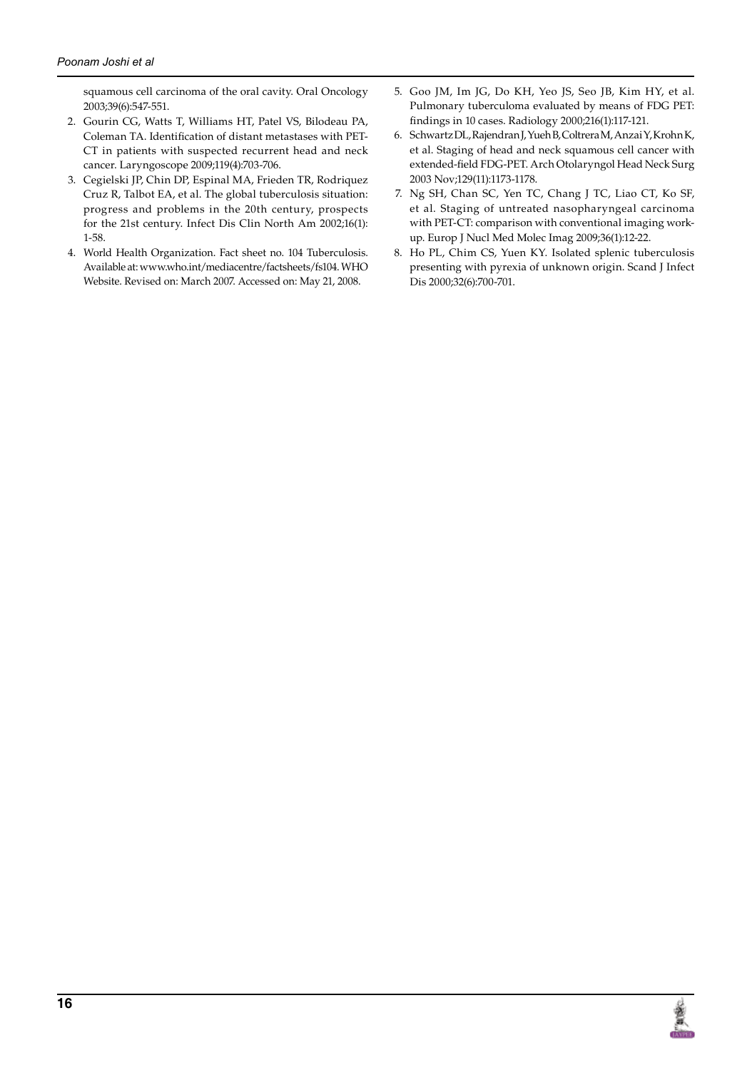squamous cell carcinoma of the oral cavity. Oral Oncology 2003;39(6):547-551.

2. Gourin CG, Watts T, Williams HT, Patel VS, Bilodeau PA, Coleman TA. Identification of distant metastases with PET-CT in patients with suspected recurrent head and neck cancer. Laryngoscope 2009;119(4):703-706.
3. Cegielski JP, Chin DP, Espinal MA, Frieden TR, Rodriquez Cruz R, Talbot EA, et al. The global tuberculosis situation: progress and problems in the 20th century, prospects for the 21st century. Infect Dis Clin North Am 2002;16(1): 1-58.
4. World Health Organization. Fact sheet no. 104 Tuberculosis. Available at: www.who.int/mediacentre/factsheets/fs104. WHO Website. Revised on: March 2007. Accessed on: May 21, 2008.
5. Goo JM, Im JG, Do KH, Yeo JS, Seo JB, Kim HY, et al. Pulmonary tuberculoma evaluated by means of FDG PET: findings in 10 cases. Radiology 2000;216(1):117-121.
6. Schwartz DL, Rajendran J, Yueh B, Coltrera M, Anzai Y, Krohn K, et al. Staging of head and neck squamous cell cancer with extended-field FDG-PET. Arch Otolaryngol Head Neck Surg 2003 Nov;129(11):1173-1178.
7. Ng SH, Chan SC, Yen TC, Chang J TC, Liao CT, Ko SF, et al. Staging of untreated nasopharyngeal carcinoma with PET-CT: comparison with conventional imaging work-up. Europ J Nucl Med Molec Imag 2009;36(1):12-22.
8. Ho PL, Chim CS, Yuen KY. Isolated splenic tuberculosis presenting with pyrexia of unknown origin. Scand J Infect Dis 2000;32(6):700-701.